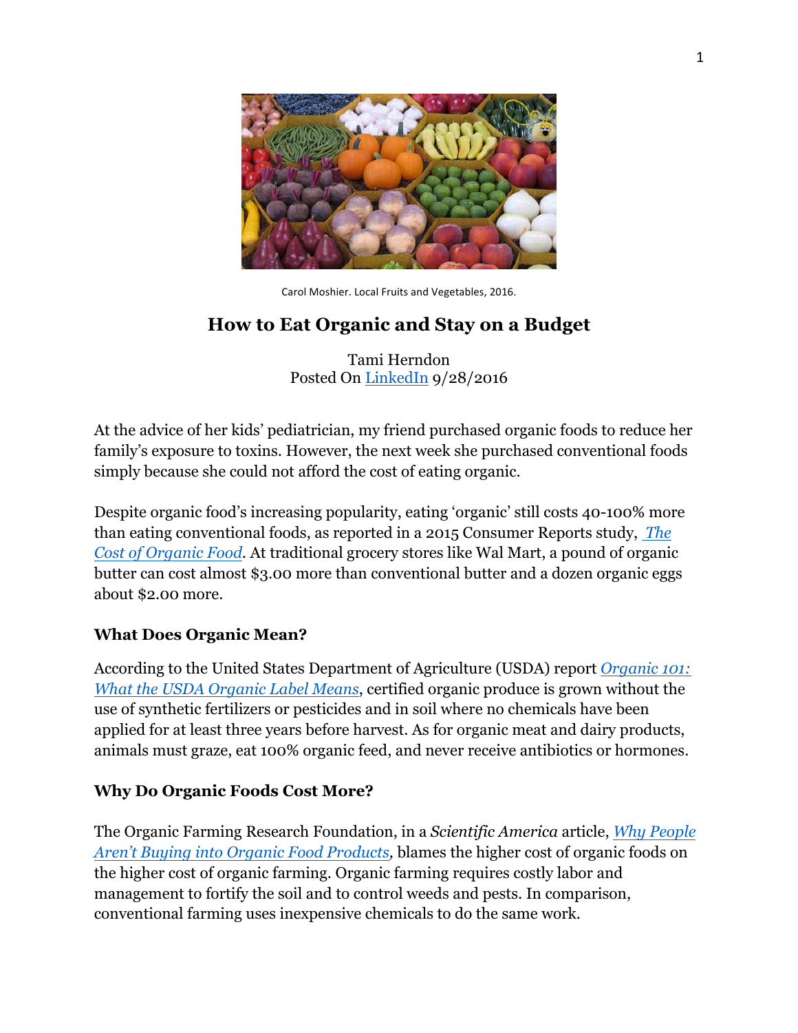Carol Moshier. Local Fruits and Vegetables, 2016.

# How to Eat Organic and Stay on a Budget

Tami Herndon
Posted On [LinkedIn](#) 9/28/2016

At the advice of her kids' pediatrician, my friend purchased organic foods to reduce her family's exposure to toxins. However, the next week she purchased conventional foods simply because she could not afford the cost of eating organic.

Despite organic food's increasing popularity, eating 'organic' still costs 40-100% more than eating conventional foods, as reported in a 2015 Consumer Reports study, *[The Cost of Organic Food](#)*. At traditional grocery stores like Wal Mart, a pound of organic butter can cost almost $3.00 more than conventional butter and a dozen organic eggs about $2.00 more.

### What Does Organic Mean?

According to the United States Department of Agriculture (USDA) report *[Organic 101: What the USDA Organic Label Means](#)*, certified organic produce is grown without the use of synthetic fertilizers or pesticides and in soil where no chemicals have been applied for at least three years before harvest. As for organic meat and dairy products, animals must graze, eat 100% organic feed, and never receive antibiotics or hormones.

### Why Do Organic Foods Cost More?

The Organic Farming Research Foundation, in a *Scientific America* article, *[Why People Aren't Buying into Organic Food Products](#)*, blames the higher cost of organic foods on the higher cost of organic farming. Organic farming requires costly labor and management to fortify the soil and to control weeds and pests. In comparison, conventional farming uses inexpensive chemicals to do the same work.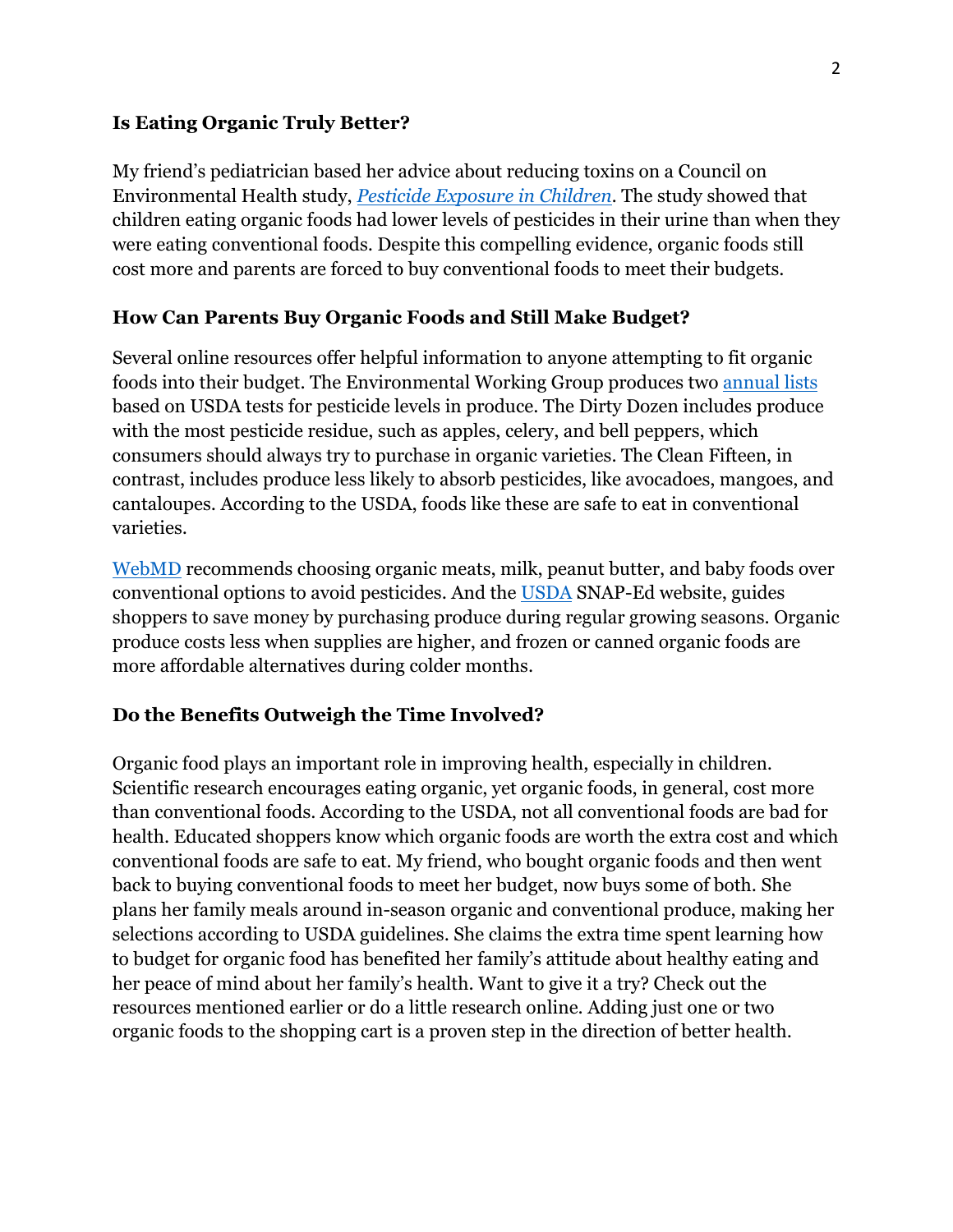### Is Eating Organic Truly Better?

My friend's pediatrician based her advice about reducing toxins on a Council on Environmental Health study, *Pesticide Exposure in Children*. The study showed that children eating organic foods had lower levels of pesticides in their urine than when they were eating conventional foods. Despite this compelling evidence, organic foods still cost more and parents are forced to buy conventional foods to meet their budgets.

### How Can Parents Buy Organic Foods and Still Make Budget?

Several online resources offer helpful information to anyone attempting to fit organic foods into their budget. The Environmental Working Group produces two annual lists based on USDA tests for pesticide levels in produce. The Dirty Dozen includes produce with the most pesticide residue, such as apples, celery, and bell peppers, which consumers should always try to purchase in organic varieties. The Clean Fifteen, in contrast, includes produce less likely to absorb pesticides, like avocadoes, mangoes, and cantaloupes. According to the USDA, foods like these are safe to eat in conventional varieties.

WebMD recommends choosing organic meats, milk, peanut butter, and baby foods over conventional options to avoid pesticides. And the USDA SNAP-Ed website, guides shoppers to save money by purchasing produce during regular growing seasons. Organic produce costs less when supplies are higher, and frozen or canned organic foods are more affordable alternatives during colder months.

### Do the Benefits Outweigh the Time Involved?

Organic food plays an important role in improving health, especially in children. Scientific research encourages eating organic, yet organic foods, in general, cost more than conventional foods. According to the USDA, not all conventional foods are bad for health. Educated shoppers know which organic foods are worth the extra cost and which conventional foods are safe to eat. My friend, who bought organic foods and then went back to buying conventional foods to meet her budget, now buys some of both. She plans her family meals around in-season organic and conventional produce, making her selections according to USDA guidelines. She claims the extra time spent learning how to budget for organic food has benefited her family's attitude about healthy eating and her peace of mind about her family's health. Want to give it a try? Check out the resources mentioned earlier or do a little research online. Adding just one or two organic foods to the shopping cart is a proven step in the direction of better health.